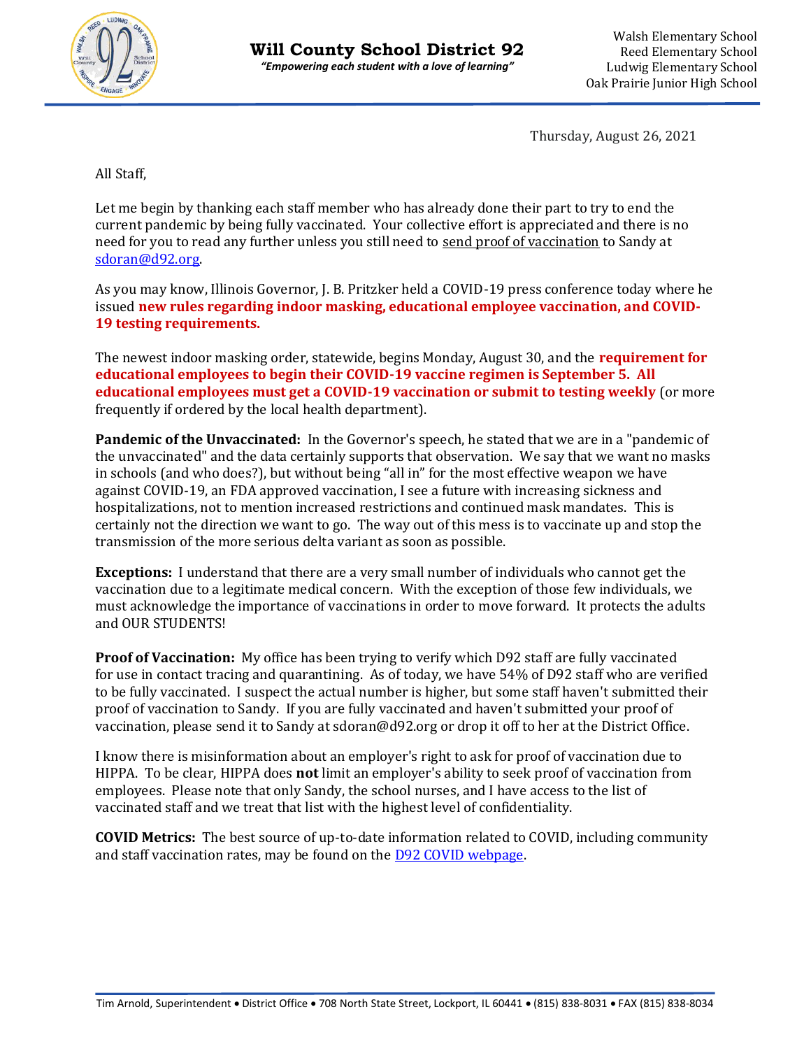# Will County School District 92

*"Empowering each student with a love of learning"*

Walsh Elementary School
Reed Elementary School
Ludwig Elementary School
Oak Prairie Junior High School

Thursday, August 26, 2021

All Staff,

Let me begin by thanking each staff member who has already done their part to try to end the current pandemic by being fully vaccinated. Your collective effort is appreciated and there is no need for you to read any further unless you still need to send proof of vaccination to Sandy at sdoran@d92.org.

As you may know, Illinois Governor, J. B. Pritzker held a COVID-19 press conference today where he issued **new rules regarding indoor masking, educational employee vaccination, and COVID-19 testing requirements.**

The newest indoor masking order, statewide, begins Monday, August 30, and the **requirement for educational employees to begin their COVID-19 vaccine regimen is September 5. All educational employees must get a COVID-19 vaccination or submit to testing weekly** (or more frequently if ordered by the local health department).

**Pandemic of the Unvaccinated:** In the Governor's speech, he stated that we are in a "pandemic of the unvaccinated" and the data certainly supports that observation. We say that we want no masks in schools (and who does?), but without being "all in" for the most effective weapon we have against COVID-19, an FDA approved vaccination, I see a future with increasing sickness and hospitalizations, not to mention increased restrictions and continued mask mandates. This is certainly not the direction we want to go. The way out of this mess is to vaccinate up and stop the transmission of the more serious delta variant as soon as possible.

**Exceptions:** I understand that there are a very small number of individuals who cannot get the vaccination due to a legitimate medical concern. With the exception of those few individuals, we must acknowledge the importance of vaccinations in order to move forward. It protects the adults and OUR STUDENTS!

**Proof of Vaccination:** My office has been trying to verify which D92 staff are fully vaccinated for use in contact tracing and quarantining. As of today, we have 54% of D92 staff who are verified to be fully vaccinated. I suspect the actual number is higher, but some staff haven't submitted their proof of vaccination to Sandy. If you are fully vaccinated and haven't submitted your proof of vaccination, please send it to Sandy at sdoran@d92.org or drop it off to her at the District Office.

I know there is misinformation about an employer's right to ask for proof of vaccination due to HIPPA. To be clear, HIPPA does **not** limit an employer's ability to seek proof of vaccination from employees. Please note that only Sandy, the school nurses, and I have access to the list of vaccinated staff and we treat that list with the highest level of confidentiality.

**COVID Metrics:** The best source of up-to-date information related to COVID, including community and staff vaccination rates, may be found on the D92 COVID webpage.

Tim Arnold, Superintendent • District Office • 708 North State Street, Lockport, IL 60441 • (815) 838-8031 • FAX (815) 838-8034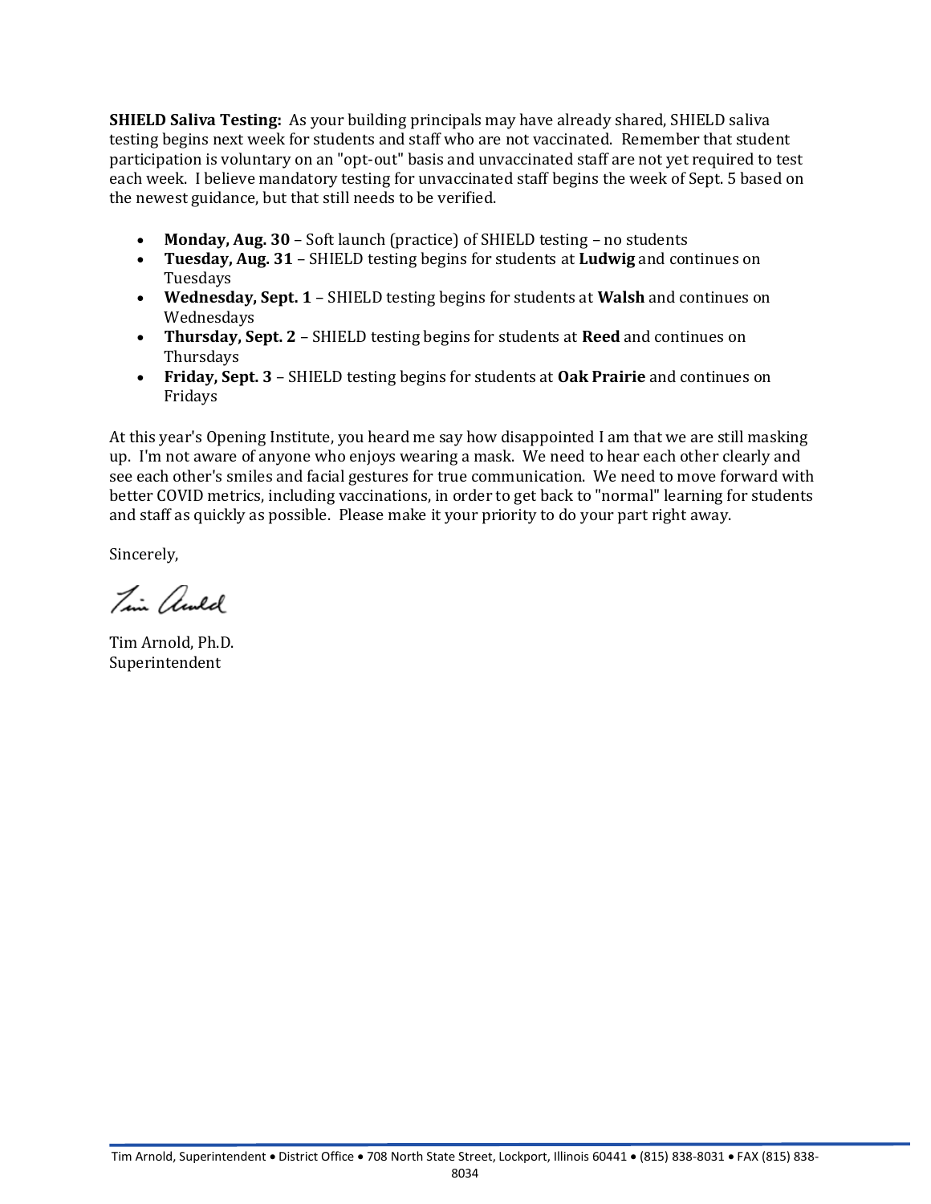**SHIELD Saliva Testing:** As your building principals may have already shared, SHIELD saliva testing begins next week for students and staff who are not vaccinated. Remember that student participation is voluntary on an "opt-out" basis and unvaccinated staff are not yet required to test each week. I believe mandatory testing for unvaccinated staff begins the week of Sept. 5 based on the newest guidance, but that still needs to be verified.

- **Monday, Aug. 30** – Soft launch (practice) of SHIELD testing – no students
- **Tuesday, Aug. 31** – SHIELD testing begins for students at **Ludwig** and continues on Tuesdays
- **Wednesday, Sept. 1** – SHIELD testing begins for students at **Walsh** and continues on Wednesdays
- **Thursday, Sept. 2** – SHIELD testing begins for students at **Reed** and continues on Thursdays
- **Friday, Sept. 3** – SHIELD testing begins for students at **Oak Prairie** and continues on Fridays

At this year's Opening Institute, you heard me say how disappointed I am that we are still masking up. I'm not aware of anyone who enjoys wearing a mask. We need to hear each other clearly and see each other's smiles and facial gestures for true communication. We need to move forward with better COVID metrics, including vaccinations, in order to get back to "normal" learning for students and staff as quickly as possible. Please make it your priority to do your part right away.

Sincerely,

Tim Arnold, Ph.D.
Superintendent

Tim Arnold, Superintendent • District Office • 708 North State Street, Lockport, Illinois 60441 • (815) 838-8031 • FAX (815) 838-8034